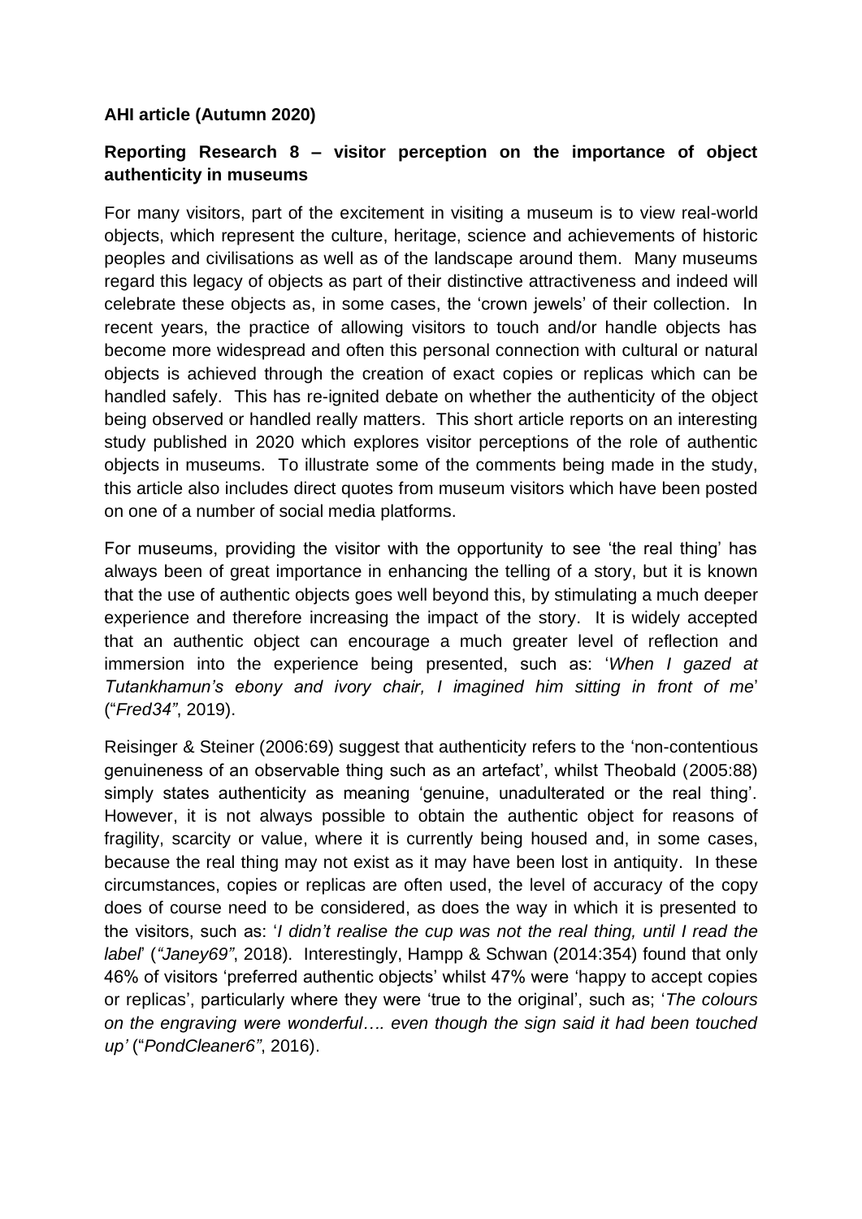**AHI article (Autumn 2020)**

**Reporting Research 8 – visitor perception on the importance of object authenticity in museums**

For many visitors, part of the excitement in visiting a museum is to view real-world objects, which represent the culture, heritage, science and achievements of historic peoples and civilisations as well as of the landscape around them. Many museums regard this legacy of objects as part of their distinctive attractiveness and indeed will celebrate these objects as, in some cases, the 'crown jewels' of their collection. In recent years, the practice of allowing visitors to touch and/or handle objects has become more widespread and often this personal connection with cultural or natural objects is achieved through the creation of exact copies or replicas which can be handled safely. This has re-ignited debate on whether the authenticity of the object being observed or handled really matters. This short article reports on an interesting study published in 2020 which explores visitor perceptions of the role of authentic objects in museums. To illustrate some of the comments being made in the study, this article also includes direct quotes from museum visitors which have been posted on one of a number of social media platforms.

For museums, providing the visitor with the opportunity to see 'the real thing' has always been of great importance in enhancing the telling of a story, but it is known that the use of authentic objects goes well beyond this, by stimulating a much deeper experience and therefore increasing the impact of the story. It is widely accepted that an authentic object can encourage a much greater level of reflection and immersion into the experience being presented, such as: '*When I gazed at Tutankhamun's ebony and ivory chair, I imagined him sitting in front of me*' ("*Fred34"*, 2019).

Reisinger & Steiner (2006:69) suggest that authenticity refers to the 'non-contentious genuineness of an observable thing such as an artefact', whilst Theobald (2005:88) simply states authenticity as meaning 'genuine, unadulterated or the real thing'. However, it is not always possible to obtain the authentic object for reasons of fragility, scarcity or value, where it is currently being housed and, in some cases, because the real thing may not exist as it may have been lost in antiquity. In these circumstances, copies or replicas are often used, the level of accuracy of the copy does of course need to be considered, as does the way in which it is presented to the visitors, such as: '*I didn't realise the cup was not the real thing, until I read the label*' (*"Janey69"*, 2018). Interestingly, Hampp & Schwan (2014:354) found that only 46% of visitors 'preferred authentic objects' whilst 47% were 'happy to accept copies or replicas', particularly where they were 'true to the original', such as; '*The colours on the engraving were wonderful…. even though the sign said it had been touched up'* ("*PondCleaner6"*, 2016).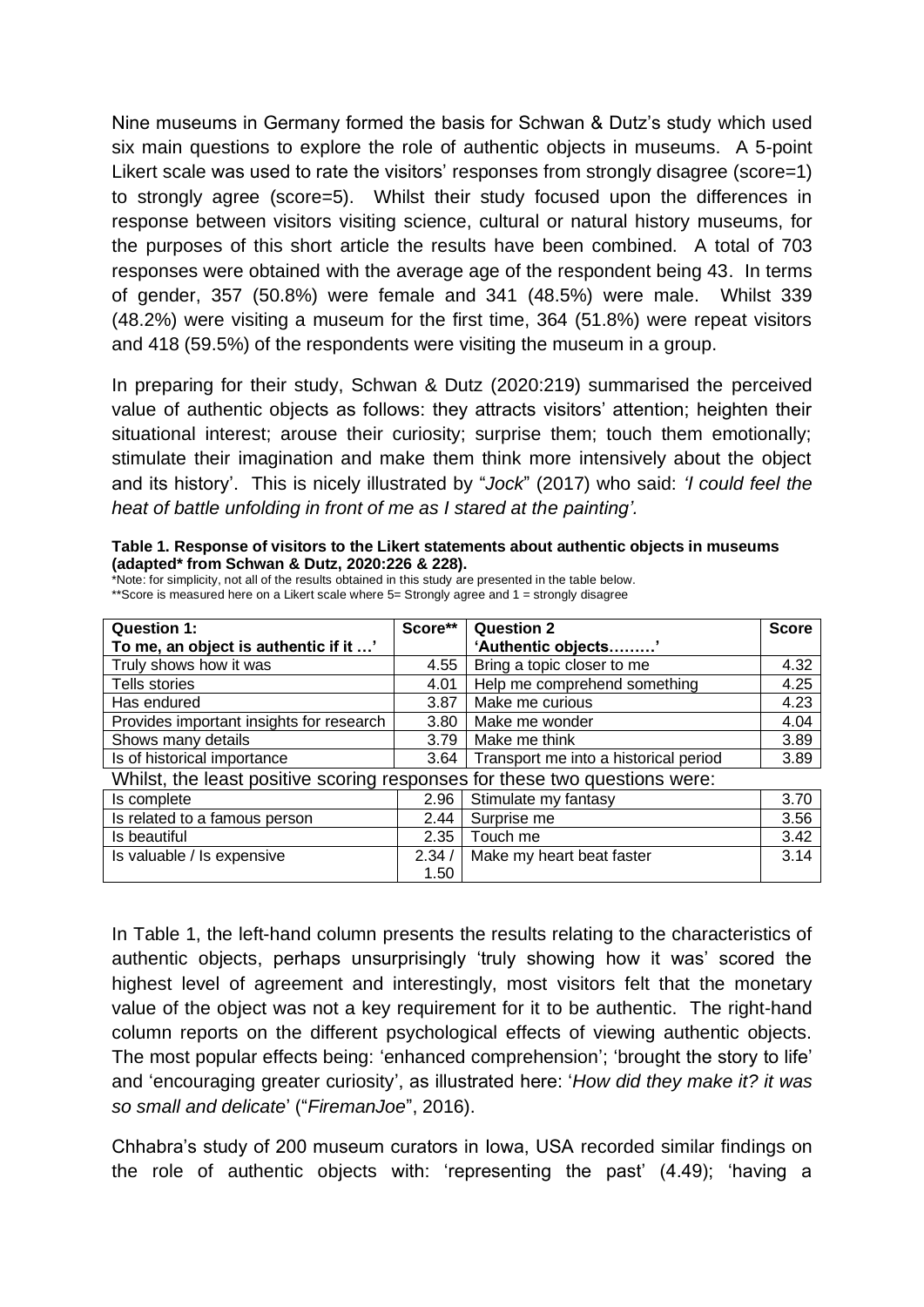Nine museums in Germany formed the basis for Schwan & Dutz's study which used six main questions to explore the role of authentic objects in museums. A 5-point Likert scale was used to rate the visitors' responses from strongly disagree (score=1) to strongly agree (score=5). Whilst their study focused upon the differences in response between visitors visiting science, cultural or natural history museums, for the purposes of this short article the results have been combined. A total of 703 responses were obtained with the average age of the respondent being 43. In terms of gender, 357 (50.8%) were female and 341 (48.5%) were male. Whilst 339 (48.2%) were visiting a museum for the first time, 364 (51.8%) were repeat visitors and 418 (59.5%) of the respondents were visiting the museum in a group.

In preparing for their study, Schwan & Dutz (2020:219) summarised the perceived value of authentic objects as follows: they attracts visitors' attention; heighten their situational interest; arouse their curiosity; surprise them; touch them emotionally; stimulate their imagination and make them think more intensively about the object and its history'. This is nicely illustrated by "*Jock*" (2017) who said: *'I could feel the heat of battle unfolding in front of me as I stared at the painting'.*

**Table 1. Response of visitors to the Likert statements about authentic objects in museums (adapted\* from Schwan & Dutz, 2020:226 & 228).**

\*Note: for simplicity, not all of the results obtained in this study are presented in the table below.
\*\*Score is measured here on a Likert scale where 5= Strongly agree and 1 = strongly disagree

| **Question 1:** To me, an object is authentic if it …' | **Score\*\*** | **Question 2** 'Authentic objects………' | **Score** |
|---|---|---|---|
| Truly shows how it was | 4.55 | Bring a topic closer to me | 4.32 |
| Tells stories | 4.01 | Help me comprehend something | 4.25 |
| Has endured | 3.87 | Make me curious | 4.23 |
| Provides important insights for research | 3.80 | Make me wonder | 4.04 |
| Shows many details | 3.79 | Make me think | 3.89 |
| Is of historical importance | 3.64 | Transport me into a historical period | 3.89 |
| Whilst, the least positive scoring responses for these two questions were: | | | |
| Is complete | 2.96 | Stimulate my fantasy | 3.70 |
| Is related to a famous person | 2.44 | Surprise me | 3.56 |
| Is beautiful | 2.35 | Touch me | 3.42 |
| Is valuable / Is expensive | 2.34 / 1.50 | Make my heart beat faster | 3.14 |

In Table 1, the left-hand column presents the results relating to the characteristics of authentic objects, perhaps unsurprisingly 'truly showing how it was' scored the highest level of agreement and interestingly, most visitors felt that the monetary value of the object was not a key requirement for it to be authentic. The right-hand column reports on the different psychological effects of viewing authentic objects. The most popular effects being: 'enhanced comprehension'; 'brought the story to life' and 'encouraging greater curiosity', as illustrated here: '*How did they make it? it was so small and delicate*' ("*FiremanJoe*", 2016).

Chhabra's study of 200 museum curators in Iowa, USA recorded similar findings on the role of authentic objects with: 'representing the past' (4.49); 'having a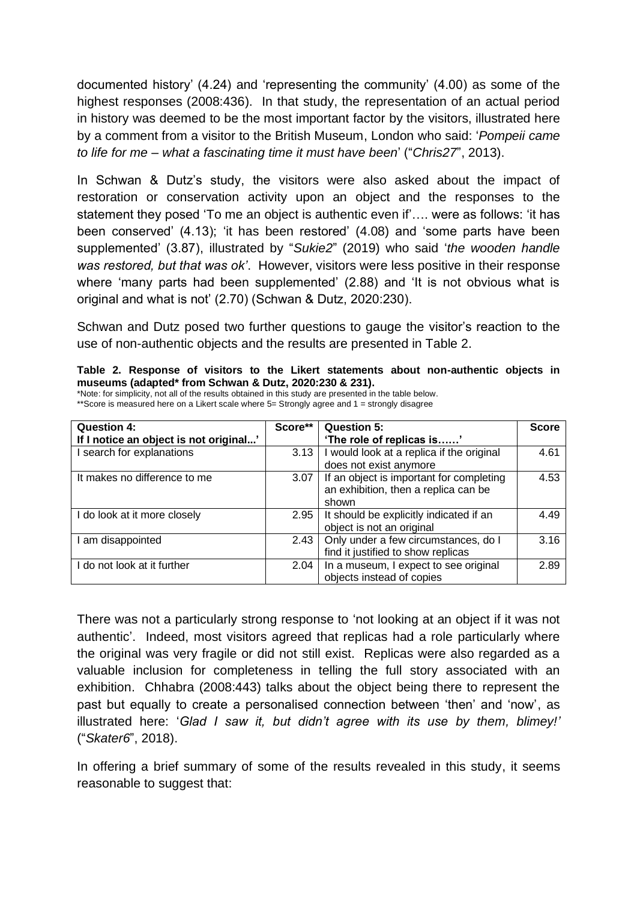documented history' (4.24) and 'representing the community' (4.00) as some of the highest responses (2008:436). In that study, the representation of an actual period in history was deemed to be the most important factor by the visitors, illustrated here by a comment from a visitor to the British Museum, London who said: '*Pompeii came to life for me – what a fascinating time it must have been*' ("*Chris27*", 2013).

In Schwan & Dutz's study, the visitors were also asked about the impact of restoration or conservation activity upon an object and the responses to the statement they posed 'To me an object is authentic even if'…. were as follows: 'it has been conserved' (4.13); 'it has been restored' (4.08) and 'some parts have been supplemented' (3.87), illustrated by "*Sukie2*" (2019) who said '*the wooden handle was restored, but that was ok'*. However, visitors were less positive in their response where 'many parts had been supplemented' (2.88) and 'It is not obvious what is original and what is not' (2.70) (Schwan & Dutz, 2020:230).

Schwan and Dutz posed two further questions to gauge the visitor's reaction to the use of non-authentic objects and the results are presented in Table 2.

**Table 2. Response of visitors to the Likert statements about non-authentic objects in museums (adapted\* from Schwan & Dutz, 2020:230 & 231).**

\*Note: for simplicity, not all of the results obtained in this study are presented in the table below.
\*\*Score is measured here on a Likert scale where 5= Strongly agree and 1 = strongly disagree

| **Question 4: If I notice an object is not original...'** | **Score\*\*** | **Question 5: 'The role of replicas is……'** | **Score** |
|---|---|---|---|
| I search for explanations | 3.13 | I would look at a replica if the original does not exist anymore | 4.61 |
| It makes no difference to me | 3.07 | If an object is important for completing an exhibition, then a replica can be shown | 4.53 |
| I do look at it more closely | 2.95 | It should be explicitly indicated if an object is not an original | 4.49 |
| I am disappointed | 2.43 | Only under a few circumstances, do I find it justified to show replicas | 3.16 |
| I do not look at it further | 2.04 | In a museum, I expect to see original objects instead of copies | 2.89 |

There was not a particularly strong response to 'not looking at an object if it was not authentic'. Indeed, most visitors agreed that replicas had a role particularly where the original was very fragile or did not still exist. Replicas were also regarded as a valuable inclusion for completeness in telling the full story associated with an exhibition. Chhabra (2008:443) talks about the object being there to represent the past but equally to create a personalised connection between 'then' and 'now', as illustrated here: '*Glad I saw it, but didn't agree with its use by them, blimey!'* ("*Skater6*", 2018).

In offering a brief summary of some of the results revealed in this study, it seems reasonable to suggest that: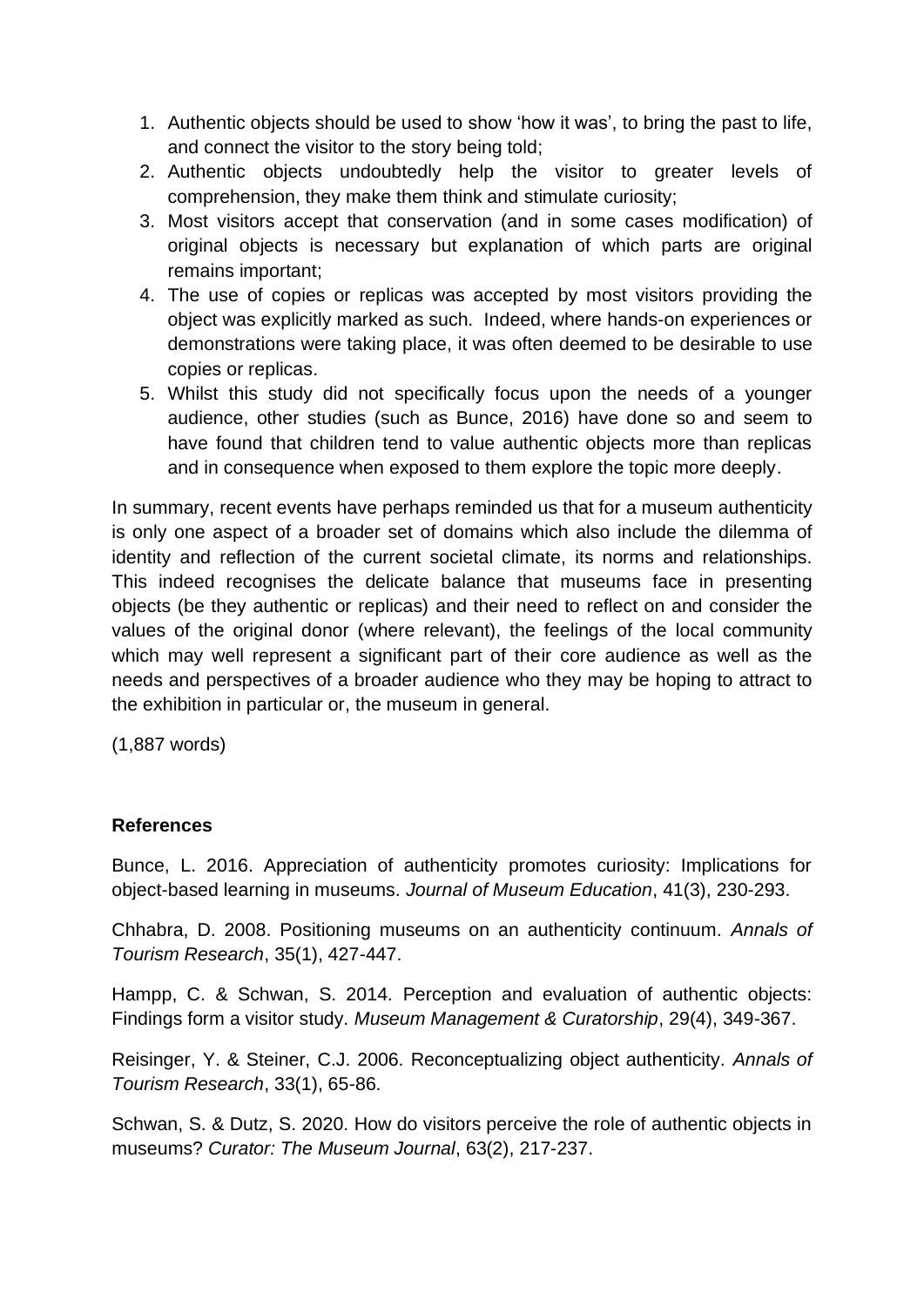1. Authentic objects should be used to show 'how it was', to bring the past to life, and connect the visitor to the story being told;
2. Authentic objects undoubtedly help the visitor to greater levels of comprehension, they make them think and stimulate curiosity;
3. Most visitors accept that conservation (and in some cases modification) of original objects is necessary but explanation of which parts are original remains important;
4. The use of copies or replicas was accepted by most visitors providing the object was explicitly marked as such. Indeed, where hands-on experiences or demonstrations were taking place, it was often deemed to be desirable to use copies or replicas.
5. Whilst this study did not specifically focus upon the needs of a younger audience, other studies (such as Bunce, 2016) have done so and seem to have found that children tend to value authentic objects more than replicas and in consequence when exposed to them explore the topic more deeply.

In summary, recent events have perhaps reminded us that for a museum authenticity is only one aspect of a broader set of domains which also include the dilemma of identity and reflection of the current societal climate, its norms and relationships. This indeed recognises the delicate balance that museums face in presenting objects (be they authentic or replicas) and their need to reflect on and consider the values of the original donor (where relevant), the feelings of the local community which may well represent a significant part of their core audience as well as the needs and perspectives of a broader audience who they may be hoping to attract to the exhibition in particular or, the museum in general.

(1,887 words)

**References**

Bunce, L. 2016. Appreciation of authenticity promotes curiosity: Implications for object-based learning in museums. *Journal of Museum Education*, 41(3), 230-293.

Chhabra, D. 2008. Positioning museums on an authenticity continuum. *Annals of Tourism Research*, 35(1), 427-447.

Hampp, C. & Schwan, S. 2014. Perception and evaluation of authentic objects: Findings form a visitor study. *Museum Management & Curatorship*, 29(4), 349-367.

Reisinger, Y. & Steiner, C.J. 2006. Reconceptualizing object authenticity. *Annals of Tourism Research*, 33(1), 65-86.

Schwan, S. & Dutz, S. 2020. How do visitors perceive the role of authentic objects in museums? *Curator: The Museum Journal*, 63(2), 217-237.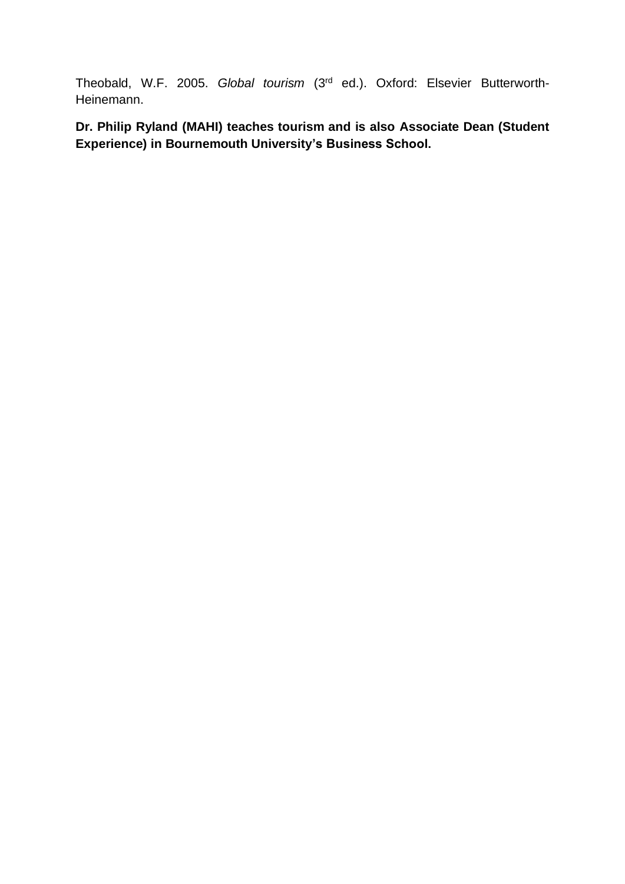Theobald, W.F. 2005. *Global tourism* (3rd ed.). Oxford: Elsevier Butterworth-Heinemann.

**Dr. Philip Ryland (MAHI) teaches tourism and is also Associate Dean (Student Experience) in Bournemouth University's Business School.**